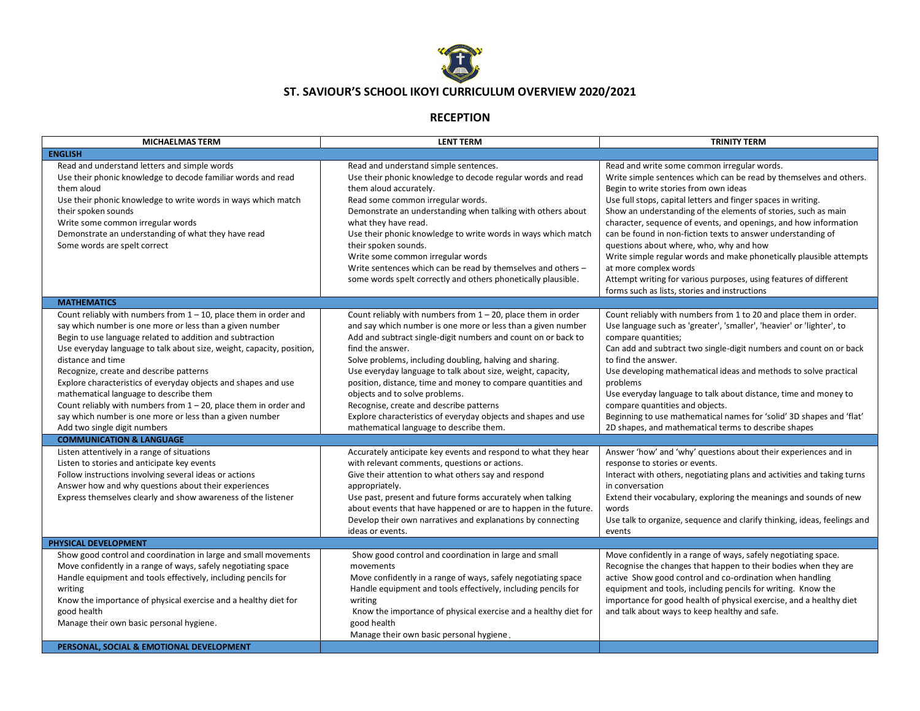# ST. SAVIOUR'S SCHOOL IKOYI CURRICULUM OVERVIEW 2020/2021

## RECEPTION

| MICHAELMAS TERM | LENT TERM | TRINITY TERM |
|---|---|---|
| **ENGLISH** | | |
| Read and understand letters and simple words<br>Use their phonic knowledge to decode familiar words and read them aloud<br>Use their phonic knowledge to write words in ways which match their spoken sounds<br>Write some common irregular words<br>Demonstrate an understanding of what they have read<br>Some words are spelt correct | Read and understand simple sentences.<br>Use their phonic knowledge to decode regular words and read them aloud accurately.<br>Read some common irregular words.<br>Demonstrate an understanding when talking with others about what they have read.<br>Use their phonic knowledge to write words in ways which match their spoken sounds.<br>Write some common irregular words<br>Write sentences which can be read by themselves and others – some words spelt correctly and others phonetically plausible. | Read and write some common irregular words.<br>Write simple sentences which can be read by themselves and others.<br>Begin to write stories from own ideas<br>Use full stops, capital letters and finger spaces in writing.<br>Show an understanding of the elements of stories, such as main character, sequence of events, and openings, and how information can be found in non-fiction texts to answer understanding of questions about where, who, why and how<br>Write simple regular words and make phonetically plausible attempts at more complex words<br>Attempt writing for various purposes, using features of different forms such as lists, stories and instructions |
| **MATHEMATICS** | | |
| Count reliably with numbers from 1 – 10, place them in order and say which number is one more or less than a given number<br>Begin to use language related to addition and subtraction<br>Use everyday language to talk about size, weight, capacity, position, distance and time<br>Recognize, create and describe patterns<br>Explore characteristics of everyday objects and shapes and use mathematical language to describe them<br>Count reliably with numbers from 1 – 20, place them in order and say which number is one more or less than a given number<br>Add two single digit numbers | Count reliably with numbers from 1 – 20, place them in order and say which number is one more or less than a given number<br>Add and subtract single-digit numbers and count on or back to find the answer.<br>Solve problems, including doubling, halving and sharing.<br>Use everyday language to talk about size, weight, capacity, position, distance, time and money to compare quantities and objects and to solve problems.<br>Recognise, create and describe patterns<br>Explore characteristics of everyday objects and shapes and use mathematical language to describe them. | Count reliably with numbers from 1 to 20 and place them in order.<br>Use language such as 'greater', 'smaller', 'heavier' or 'lighter', to compare quantities;<br>Can add and subtract two single-digit numbers and count on or back to find the answer.<br>Use developing mathematical ideas and methods to solve practical problems<br>Use everyday language to talk about distance, time and money to compare quantities and objects.<br>Beginning to use mathematical names for 'solid' 3D shapes and 'flat' 2D shapes, and mathematical terms to describe shapes |
| **COMMUNICATION & LANGUAGE** | | |
| Listen attentively in a range of situations<br>Listen to stories and anticipate key events<br>Follow instructions involving several ideas or actions<br>Answer how and why questions about their experiences<br>Express themselves clearly and show awareness of the listener | Accurately anticipate key events and respond to what they hear with relevant comments, questions or actions.<br>Give their attention to what others say and respond appropriately.<br>Use past, present and future forms accurately when talking about events that have happened or are to happen in the future.<br>Develop their own narratives and explanations by connecting ideas or events. | Answer 'how' and 'why' questions about their experiences and in response to stories or events.<br>Interact with others, negotiating plans and activities and taking turns in conversation<br>Extend their vocabulary, exploring the meanings and sounds of new words<br>Use talk to organize, sequence and clarify thinking, ideas, feelings and events |
| **PHYSICAL DEVELOPMENT** | | |
| Show good control and coordination in large and small movements<br>Move confidently in a range of ways, safely negotiating space<br>Handle equipment and tools effectively, including pencils for writing<br>Know the importance of physical exercise and a healthy diet for good health<br>Manage their own basic personal hygiene. | Show good control and coordination in large and small movements<br>Move confidently in a range of ways, safely negotiating space<br>Handle equipment and tools effectively, including pencils for writing<br>Know the importance of physical exercise and a healthy diet for good health<br>Manage their own basic personal hygiene. | Move confidently in a range of ways, safely negotiating space.<br>Recognise the changes that happen to their bodies when they are active Show good control and co-ordination when handling equipment and tools, including pencils for writing. Know the importance for good health of physical exercise, and a healthy diet and talk about ways to keep healthy and safe. |
| **PERSONAL, SOCIAL & EMOTIONAL DEVELOPMENT** | | |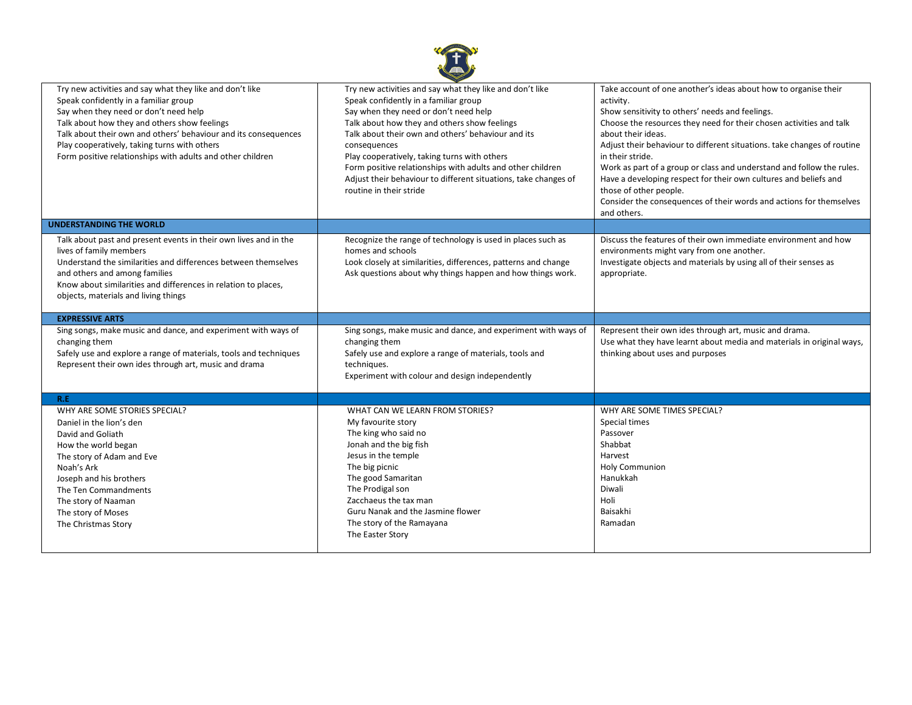| | | |
|---|---|---|
| Try new activities and say what they like and don't like<br>Speak confidently in a familiar group<br>Say when they need or don't need help<br>Talk about how they and others show feelings<br>Talk about their own and others' behaviour and its consequences<br>Play cooperatively, taking turns with others<br>Form positive relationships with adults and other children | Try new activities and say what they like and don't like<br>Speak confidently in a familiar group<br>Say when they need or don't need help<br>Talk about how they and others show feelings<br>Talk about their own and others' behaviour and its consequences<br>Play cooperatively, taking turns with others<br>Form positive relationships with adults and other children<br>Adjust their behaviour to different situations, take changes of routine in their stride | Take account of one another's ideas about how to organise their activity.<br>Show sensitivity to others' needs and feelings.<br>Choose the resources they need for their chosen activities and talk about their ideas.<br>Adjust their behaviour to different situations. take changes of routine in their stride.<br>Work as part of a group or class and understand and follow the rules.<br>Have a developing respect for their own cultures and beliefs and those of other people.<br>Consider the consequences of their words and actions for themselves and others. |
| **UNDERSTANDING THE WORLD** | | |
| Talk about past and present events in their own lives and in the lives of family members<br>Understand the similarities and differences between themselves and others and among families<br>Know about similarities and differences in relation to places, objects, materials and living things | Recognize the range of technology is used in places such as homes and schools<br>Look closely at similarities, differences, patterns and change<br>Ask questions about why things happen and how things work. | Discuss the features of their own immediate environment and how environments might vary from one another.<br>Investigate objects and materials by using all of their senses as appropriate. |
| **EXPRESSIVE ARTS** | | |
| Sing songs, make music and dance, and experiment with ways of changing them<br>Safely use and explore a range of materials, tools and techniques<br>Represent their own ides through art, music and drama | Sing songs, make music and dance, and experiment with ways of changing them<br>Safely use and explore a range of materials, tools and techniques.<br>Experiment with colour and design independently | Represent their own ides through art, music and drama.<br>Use what they have learnt about media and materials in original ways, thinking about uses and purposes |
| **R.E** | | |
| WHY ARE SOME STORIES SPECIAL?<br>Daniel in the lion's den<br>David and Goliath<br>How the world began<br>The story of Adam and Eve<br>Noah's Ark<br>Joseph and his brothers<br>The Ten Commandments<br>The story of Naaman<br>The story of Moses<br>The Christmas Story | WHAT CAN WE LEARN FROM STORIES?<br>My favourite story<br>The king who said no<br>Jonah and the big fish<br>Jesus in the temple<br>The big picnic<br>The good Samaritan<br>The Prodigal son<br>Zacchaeus the tax man<br>Guru Nanak and the Jasmine flower<br>The story of the Ramayana<br>The Easter Story | WHY ARE SOME TIMES SPECIAL?<br>Special times<br>Passover<br>Shabbat<br>Harvest<br>Holy Communion<br>Hanukkah<br>Diwali<br>Holi<br>Baisakhi<br>Ramadan |